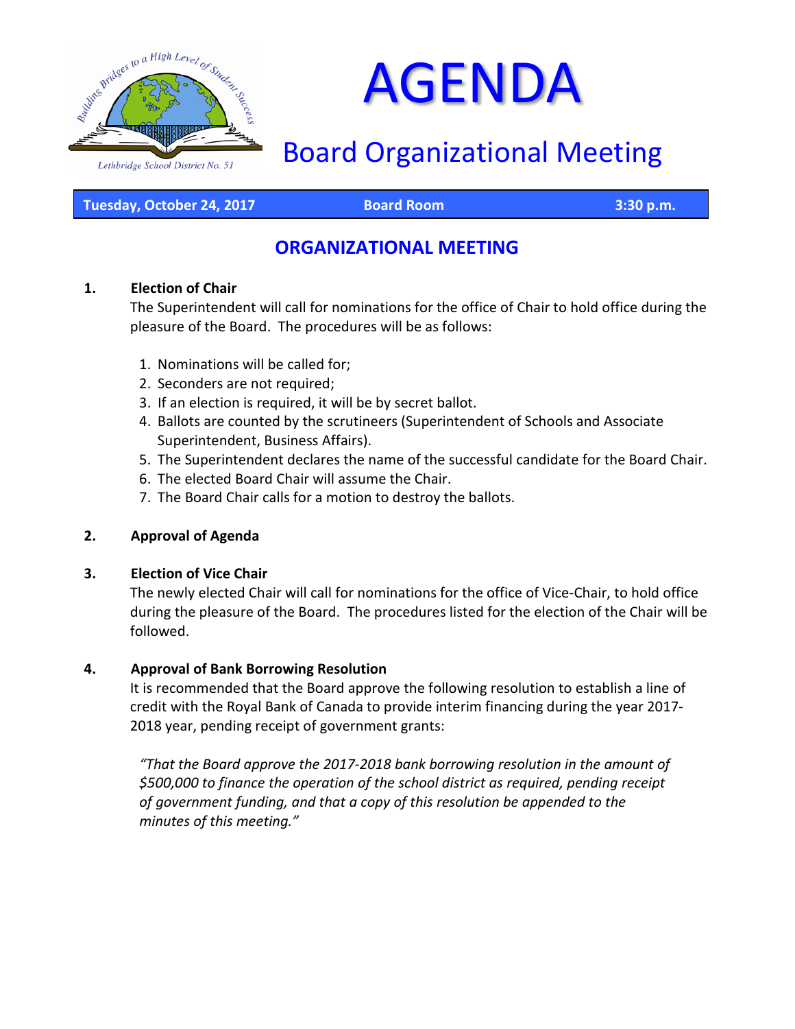# AGENDA

## Board Organizational Meeting

**Tuesday, October 24, 2017** | **Board Room** | **3:30 p.m.**

## ORGANIZATIONAL MEETING

**1. Election of Chair**

The Superintendent will call for nominations for the office of Chair to hold office during the pleasure of the Board. The procedures will be as follows:

1. Nominations will be called for;
2. Seconders are not required;
3. If an election is required, it will be by secret ballot.
4. Ballots are counted by the scrutineers (Superintendent of Schools and Associate Superintendent, Business Affairs).
5. The Superintendent declares the name of the successful candidate for the Board Chair.
6. The elected Board Chair will assume the Chair.
7. The Board Chair calls for a motion to destroy the ballots.

**2. Approval of Agenda**

**3. Election of Vice Chair**

The newly elected Chair will call for nominations for the office of Vice-Chair, to hold office during the pleasure of the Board. The procedures listed for the election of the Chair will be followed.

**4. Approval of Bank Borrowing Resolution**

It is recommended that the Board approve the following resolution to establish a line of credit with the Royal Bank of Canada to provide interim financing during the year 2017-2018 year, pending receipt of government grants:

*"That the Board approve the 2017-2018 bank borrowing resolution in the amount of $500,000 to finance the operation of the school district as required, pending receipt of government funding, and that a copy of this resolution be appended to the minutes of this meeting."*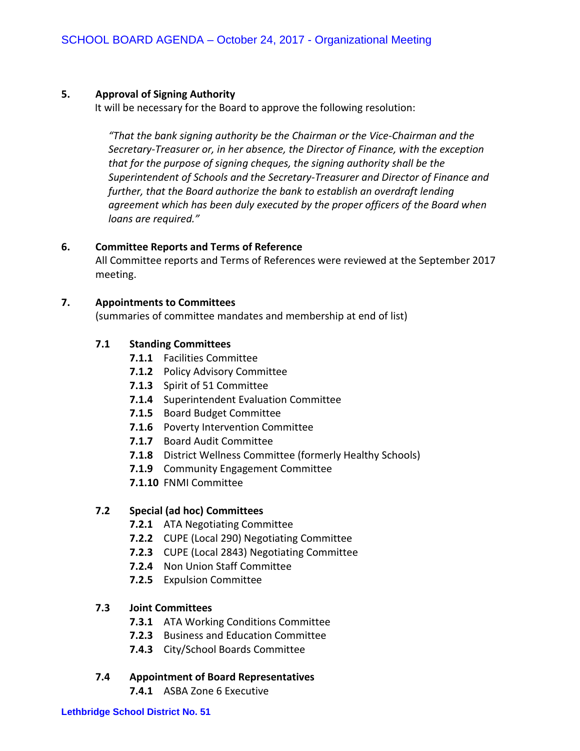## 5. Approval of Signing Authority

It will be necessary for the Board to approve the following resolution:

> *"That the bank signing authority be the Chairman or the Vice-Chairman and the Secretary-Treasurer or, in her absence, the Director of Finance, with the exception that for the purpose of signing cheques, the signing authority shall be the Superintendent of Schools and the Secretary-Treasurer and Director of Finance and further, that the Board authorize the bank to establish an overdraft lending agreement which has been duly executed by the proper officers of the Board when loans are required."*

## 6. Committee Reports and Terms of Reference

All Committee reports and Terms of References were reviewed at the September 2017 meeting.

## 7. Appointments to Committees

(summaries of committee mandates and membership at end of list)

### 7.1 Standing Committees

- **7.1.1** Facilities Committee
- **7.1.2** Policy Advisory Committee
- **7.1.3** Spirit of 51 Committee
- **7.1.4** Superintendent Evaluation Committee
- **7.1.5** Board Budget Committee
- **7.1.6** Poverty Intervention Committee
- **7.1.7** Board Audit Committee
- **7.1.8** District Wellness Committee (formerly Healthy Schools)
- **7.1.9** Community Engagement Committee
- **7.1.10** FNMI Committee

### 7.2 Special (ad hoc) Committees

- **7.2.1** ATA Negotiating Committee
- **7.2.2** CUPE (Local 290) Negotiating Committee
- **7.2.3** CUPE (Local 2843) Negotiating Committee
- **7.2.4** Non Union Staff Committee
- **7.2.5** Expulsion Committee

### 7.3 Joint Committees

- **7.3.1** ATA Working Conditions Committee
- **7.2.3** Business and Education Committee
- **7.4.3** City/School Boards Committee

### 7.4 Appointment of Board Representatives

- **7.4.1** ASBA Zone 6 Executive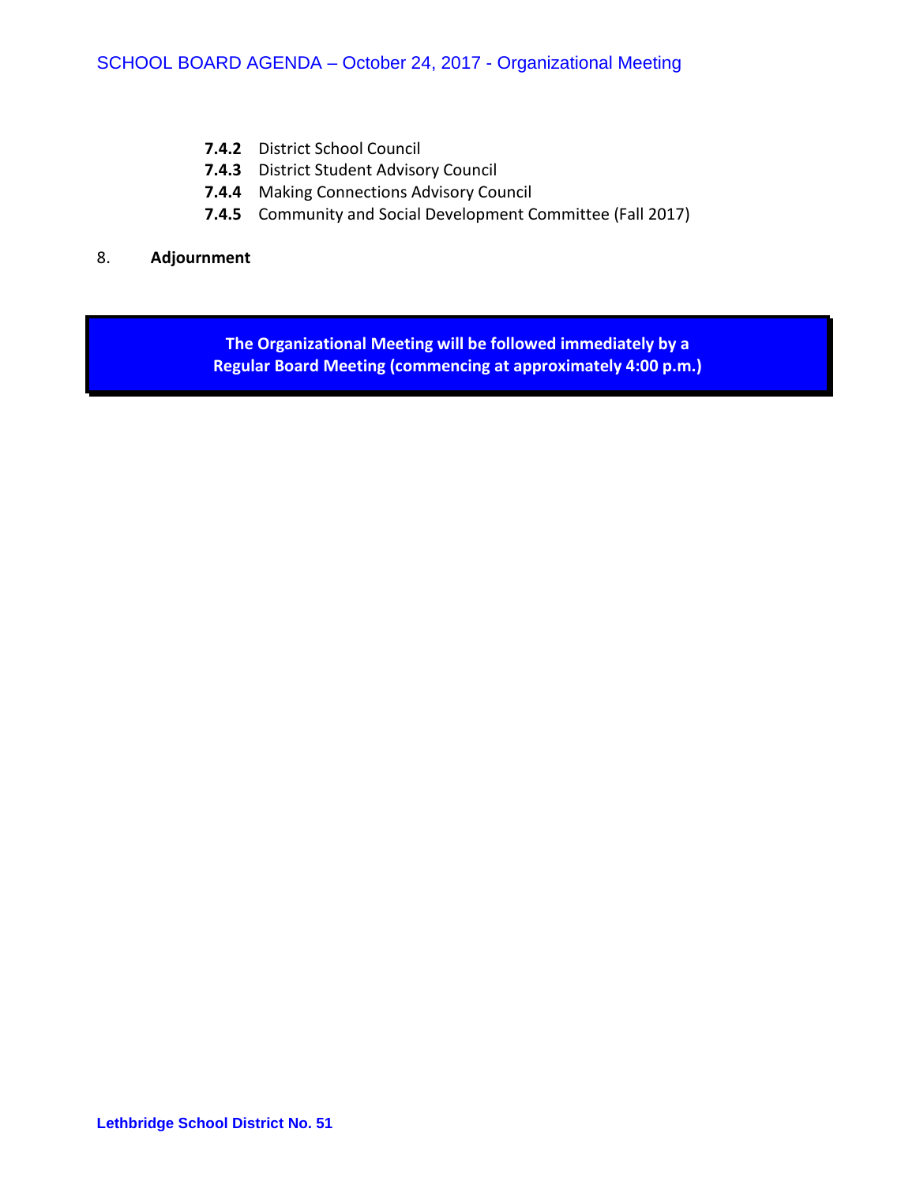- **7.4.2** District School Council
- **7.4.3** District Student Advisory Council
- **7.4.4** Making Connections Advisory Council
- **7.4.5** Community and Social Development Committee (Fall 2017)

8. **Adjournment**

**The Organizational Meeting will be followed immediately by a Regular Board Meeting (commencing at approximately 4:00 p.m.)**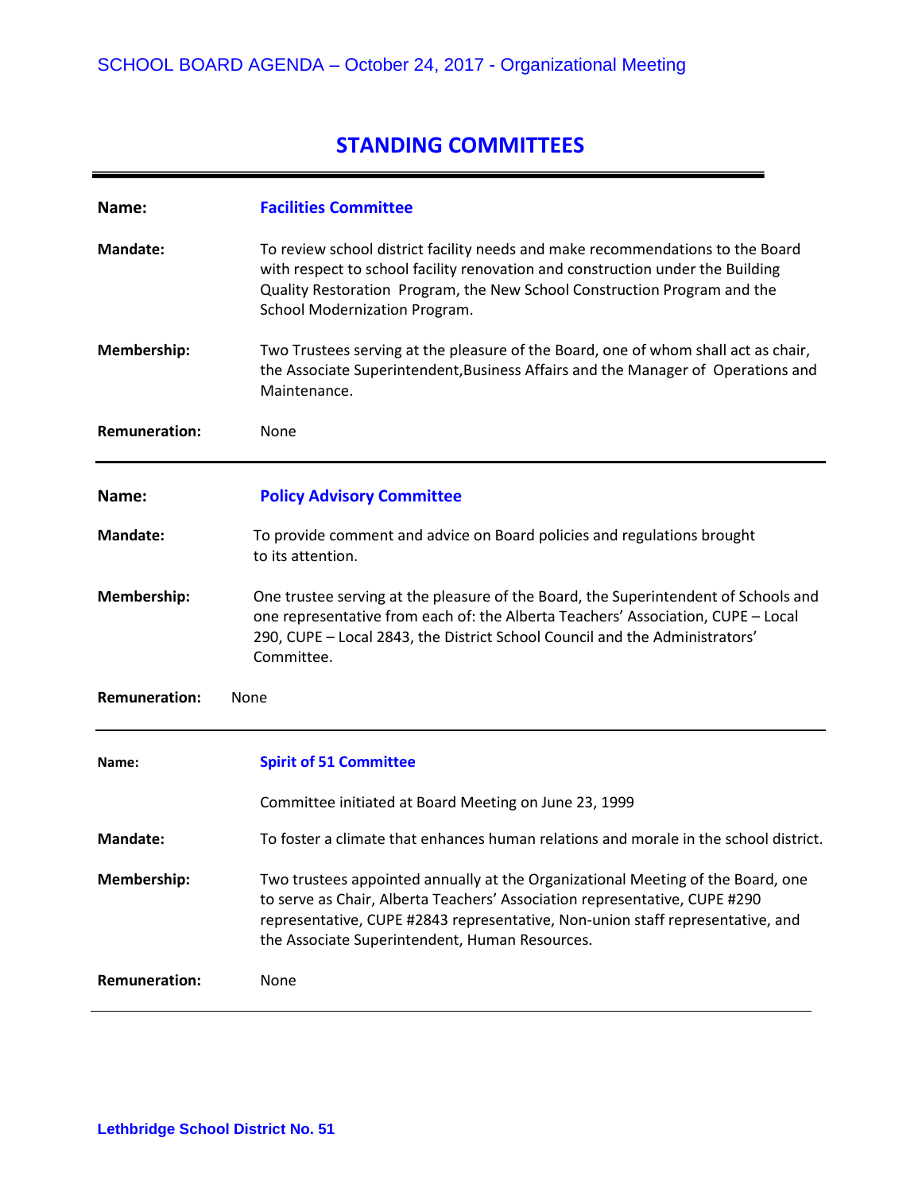# STANDING COMMITTEES

---

**Name:** **Facilities Committee**

**Mandate:** To review school district facility needs and make recommendations to the Board with respect to school facility renovation and construction under the Building Quality Restoration Program, the New School Construction Program and the School Modernization Program.

**Membership:** Two Trustees serving at the pleasure of the Board, one of whom shall act as chair, the Associate Superintendent,Business Affairs and the Manager of Operations and Maintenance.

**Remuneration:** None

---

**Name:** **Policy Advisory Committee**

**Mandate:** To provide comment and advice on Board policies and regulations brought to its attention.

**Membership:** One trustee serving at the pleasure of the Board, the Superintendent of Schools and one representative from each of: the Alberta Teachers' Association, CUPE – Local 290, CUPE – Local 2843, the District School Council and the Administrators' Committee.

**Remuneration:** None

---

**Name:** **Spirit of 51 Committee**

Committee initiated at Board Meeting on June 23, 1999

**Mandate:** To foster a climate that enhances human relations and morale in the school district.

**Membership:** Two trustees appointed annually at the Organizational Meeting of the Board, one to serve as Chair, Alberta Teachers' Association representative, CUPE #290 representative, CUPE #2843 representative, Non-union staff representative, and the Associate Superintendent, Human Resources.

**Remuneration:** None

---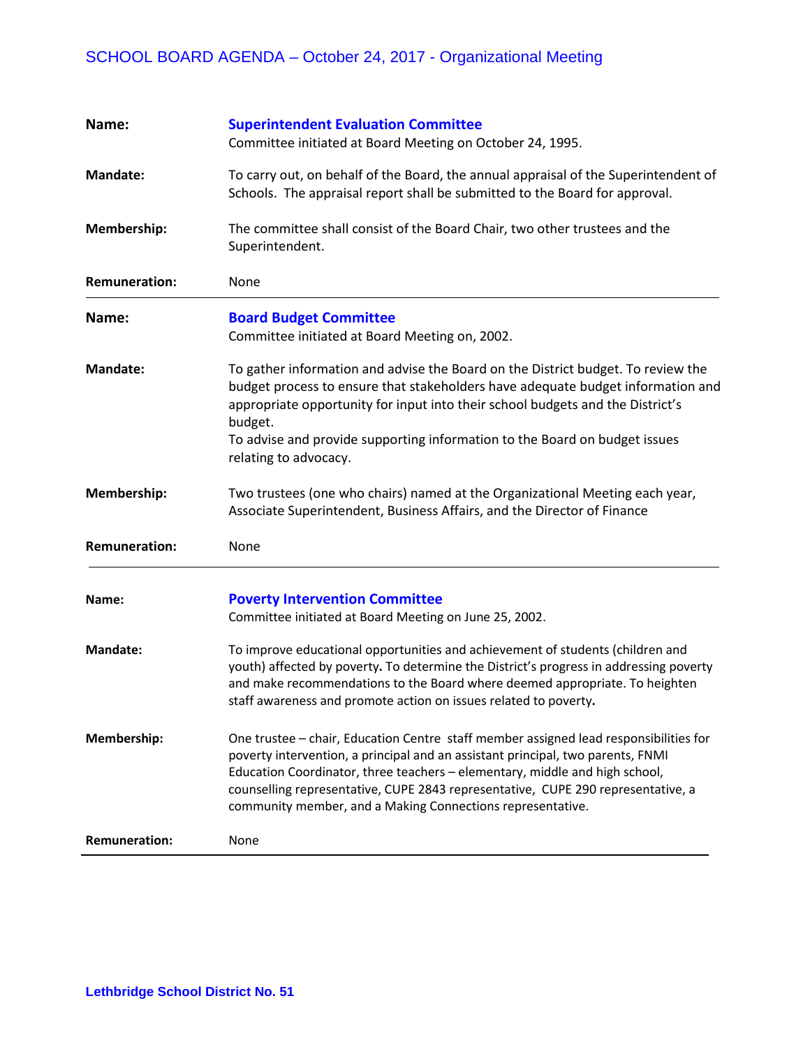| | |
|---|---|
| **Name:** | **Superintendent Evaluation Committee**<br>Committee initiated at Board Meeting on October 24, 1995. |
| **Mandate:** | To carry out, on behalf of the Board, the annual appraisal of the Superintendent of Schools. The appraisal report shall be submitted to the Board for approval. |
| **Membership:** | The committee shall consist of the Board Chair, two other trustees and the Superintendent. |
| **Remuneration:** | None |

| | |
|---|---|
| **Name:** | **Board Budget Committee**<br>Committee initiated at Board Meeting on, 2002. |
| **Mandate:** | To gather information and advise the Board on the District budget. To review the budget process to ensure that stakeholders have adequate budget information and appropriate opportunity for input into their school budgets and the District's budget.<br>To advise and provide supporting information to the Board on budget issues relating to advocacy. |
| **Membership:** | Two trustees (one who chairs) named at the Organizational Meeting each year, Associate Superintendent, Business Affairs, and the Director of Finance |
| **Remuneration:** | None |

| | |
|---|---|
| **Name:** | **Poverty Intervention Committee**<br>Committee initiated at Board Meeting on June 25, 2002. |
| **Mandate:** | To improve educational opportunities and achievement of students (children and youth) affected by poverty. To determine the District's progress in addressing poverty and make recommendations to the Board where deemed appropriate. To heighten staff awareness and promote action on issues related to poverty. |
| **Membership:** | One trustee – chair, Education Centre staff member assigned lead responsibilities for poverty intervention, a principal and an assistant principal, two parents, FNMI Education Coordinator, three teachers – elementary, middle and high school, counselling representative, CUPE 2843 representative, CUPE 290 representative, a community member, and a Making Connections representative. |
| **Remuneration:** | None |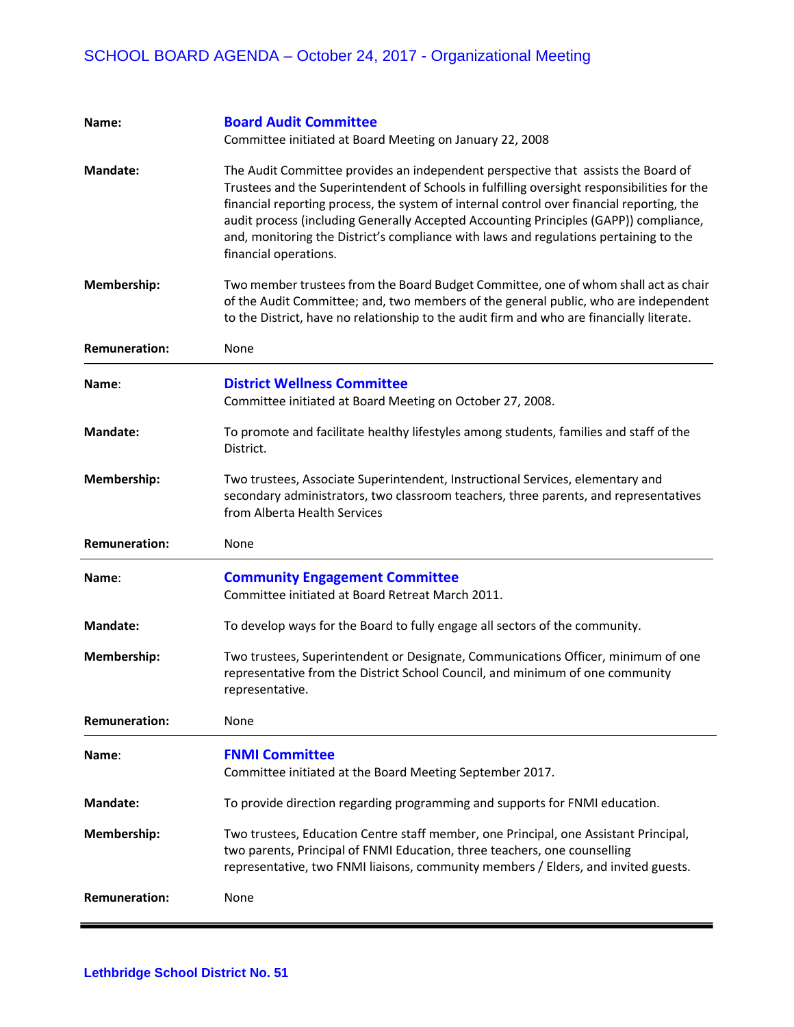| | |
|---|---|
| **Name:** | **Board Audit Committee**<br>Committee initiated at Board Meeting on January 22, 2008 |
| **Mandate:** | The Audit Committee provides an independent perspective that assists the Board of Trustees and the Superintendent of Schools in fulfilling oversight responsibilities for the financial reporting process, the system of internal control over financial reporting, the audit process (including Generally Accepted Accounting Principles (GAPP)) compliance, and, monitoring the District's compliance with laws and regulations pertaining to the financial operations. |
| **Membership:** | Two member trustees from the Board Budget Committee, one of whom shall act as chair of the Audit Committee; and, two members of the general public, who are independent to the District, have no relationship to the audit firm and who are financially literate. |
| **Remuneration:** | None |

| | |
|---|---|
| **Name**: | **District Wellness Committee**<br>Committee initiated at Board Meeting on October 27, 2008. |
| **Mandate:** | To promote and facilitate healthy lifestyles among students, families and staff of the District. |
| **Membership:** | Two trustees, Associate Superintendent, Instructional Services, elementary and secondary administrators, two classroom teachers, three parents, and representatives from Alberta Health Services |
| **Remuneration:** | None |

| | |
|---|---|
| **Name**: | **Community Engagement Committee**<br>Committee initiated at Board Retreat March 2011. |
| **Mandate:** | To develop ways for the Board to fully engage all sectors of the community. |
| **Membership:** | Two trustees, Superintendent or Designate, Communications Officer, minimum of one representative from the District School Council, and minimum of one community representative. |
| **Remuneration:** | None |

| | |
|---|---|
| **Name**: | **FNMI Committee**<br>Committee initiated at the Board Meeting September 2017. |
| **Mandate:** | To provide direction regarding programming and supports for FNMI education. |
| **Membership:** | Two trustees, Education Centre staff member, one Principal, one Assistant Principal, two parents, Principal of FNMI Education, three teachers, one counselling representative, two FNMI liaisons, community members / Elders, and invited guests. |
| **Remuneration:** | None |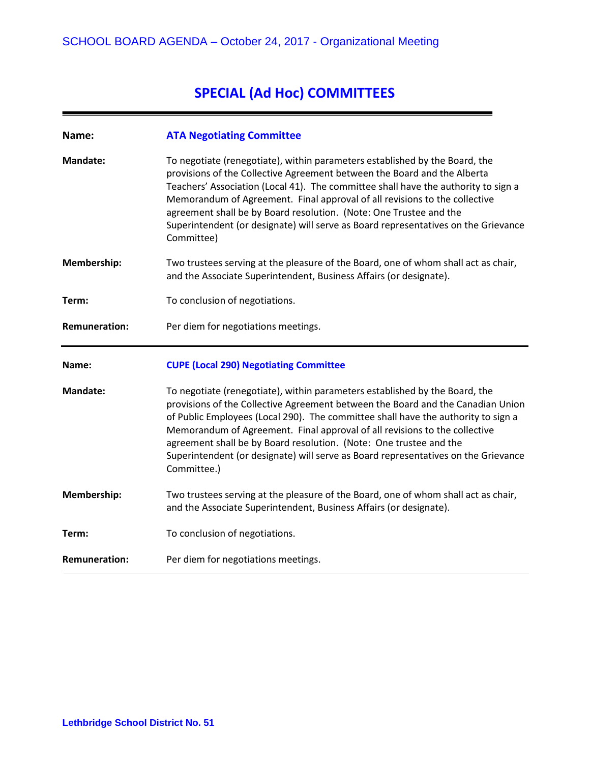# SPECIAL (Ad Hoc) COMMITTEES

**Name:** **ATA Negotiating Committee**

**Mandate:** To negotiate (renegotiate), within parameters established by the Board, the provisions of the Collective Agreement between the Board and the Alberta Teachers' Association (Local 41). The committee shall have the authority to sign a Memorandum of Agreement. Final approval of all revisions to the collective agreement shall be by Board resolution. (Note: One Trustee and the Superintendent (or designate) will serve as Board representatives on the Grievance Committee)

**Membership:** Two trustees serving at the pleasure of the Board, one of whom shall act as chair, and the Associate Superintendent, Business Affairs (or designate).

**Term:** To conclusion of negotiations.

**Remuneration:** Per diem for negotiations meetings.

---

**Name:** **CUPE (Local 290) Negotiating Committee**

**Mandate:** To negotiate (renegotiate), within parameters established by the Board, the provisions of the Collective Agreement between the Board and the Canadian Union of Public Employees (Local 290). The committee shall have the authority to sign a Memorandum of Agreement. Final approval of all revisions to the collective agreement shall be by Board resolution. (Note: One trustee and the Superintendent (or designate) will serve as Board representatives on the Grievance Committee.)

**Membership:** Two trustees serving at the pleasure of the Board, one of whom shall act as chair, and the Associate Superintendent, Business Affairs (or designate).

**Term:** To conclusion of negotiations.

**Remuneration:** Per diem for negotiations meetings.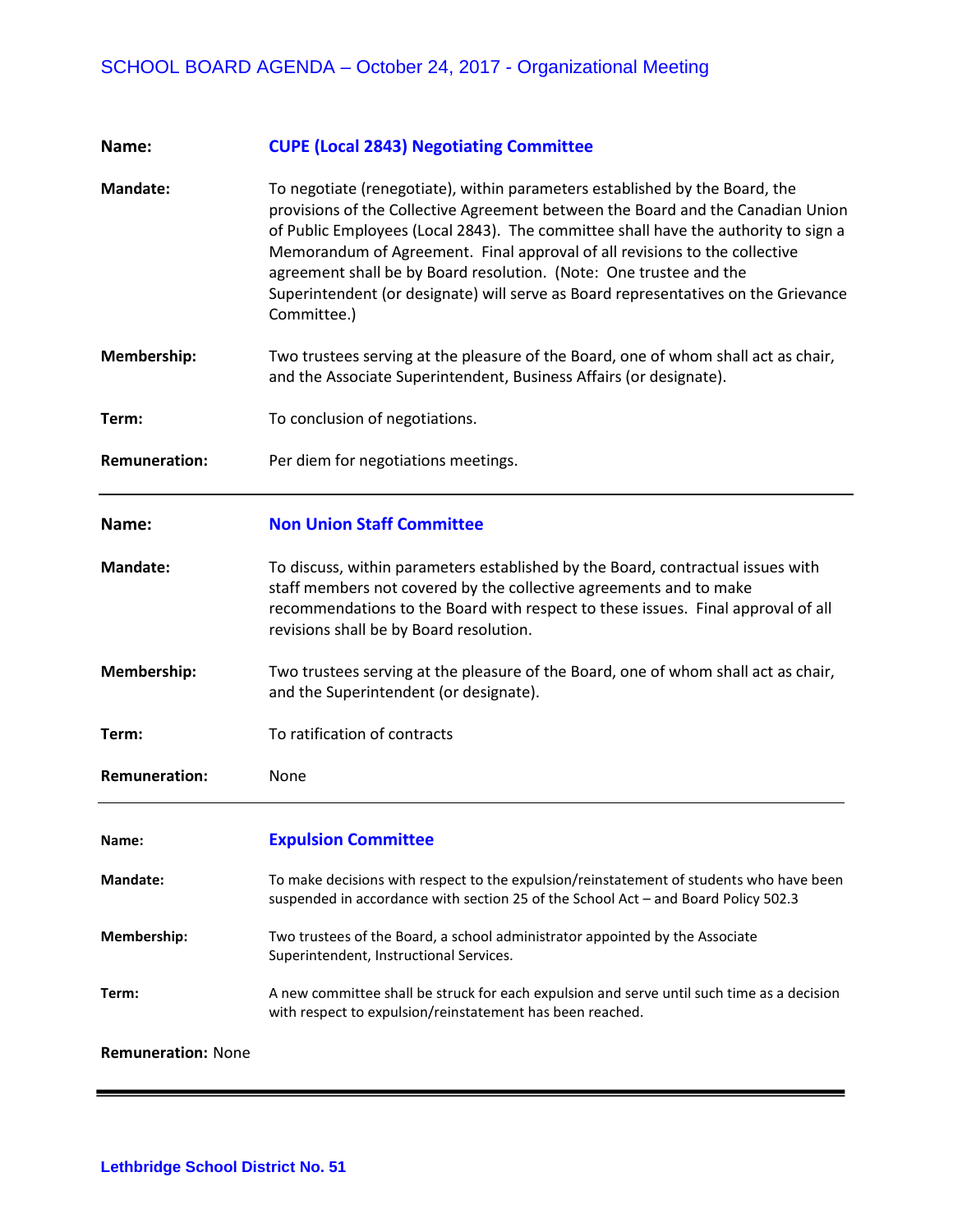**Name:** **CUPE (Local 2843) Negotiating Committee**

**Mandate:** To negotiate (renegotiate), within parameters established by the Board, the provisions of the Collective Agreement between the Board and the Canadian Union of Public Employees (Local 2843). The committee shall have the authority to sign a Memorandum of Agreement. Final approval of all revisions to the collective agreement shall be by Board resolution. (Note: One trustee and the Superintendent (or designate) will serve as Board representatives on the Grievance Committee.)

**Membership:** Two trustees serving at the pleasure of the Board, one of whom shall act as chair, and the Associate Superintendent, Business Affairs (or designate).

**Term:** To conclusion of negotiations.

**Remuneration:** Per diem for negotiations meetings.

---

**Name:** **Non Union Staff Committee**

**Mandate:** To discuss, within parameters established by the Board, contractual issues with staff members not covered by the collective agreements and to make recommendations to the Board with respect to these issues. Final approval of all revisions shall be by Board resolution.

**Membership:** Two trustees serving at the pleasure of the Board, one of whom shall act as chair, and the Superintendent (or designate).

**Term:** To ratification of contracts

**Remuneration:** None

---

**Name:** **Expulsion Committee**

**Mandate:** To make decisions with respect to the expulsion/reinstatement of students who have been suspended in accordance with section 25 of the School Act – and Board Policy 502.3

**Membership:** Two trustees of the Board, a school administrator appointed by the Associate Superintendent, Instructional Services.

**Term:** A new committee shall be struck for each expulsion and serve until such time as a decision with respect to expulsion/reinstatement has been reached.

**Remuneration:** None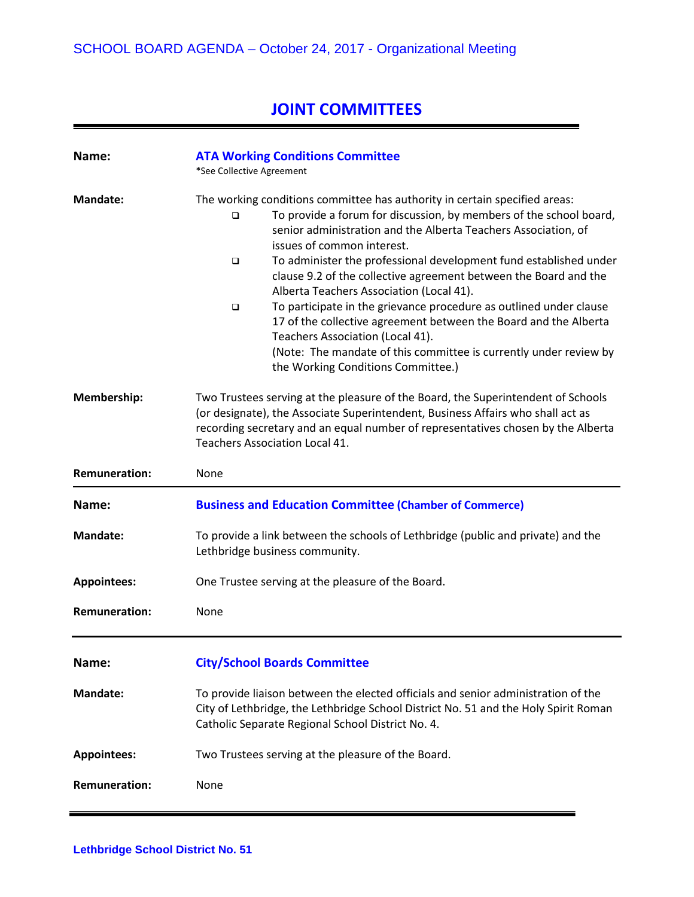# JOINT COMMITTEES

---

**Name:** **ATA Working Conditions Committee**
*See Collective Agreement

**Mandate:** The working conditions committee has authority in certain specified areas:

- To provide a forum for discussion, by members of the school board, senior administration and the Alberta Teachers Association, of issues of common interest.
- To administer the professional development fund established under clause 9.2 of the collective agreement between the Board and the Alberta Teachers Association (Local 41).
- To participate in the grievance procedure as outlined under clause 17 of the collective agreement between the Board and the Alberta Teachers Association (Local 41).
  (Note: The mandate of this committee is currently under review by the Working Conditions Committee.)

**Membership:** Two Trustees serving at the pleasure of the Board, the Superintendent of Schools (or designate), the Associate Superintendent, Business Affairs who shall act as recording secretary and an equal number of representatives chosen by the Alberta Teachers Association Local 41.

**Remuneration:** None

---

**Name:** **Business and Education Committee (Chamber of Commerce)**

**Mandate:** To provide a link between the schools of Lethbridge (public and private) and the Lethbridge business community.

**Appointees:** One Trustee serving at the pleasure of the Board.

**Remuneration:** None

---

**Name:** **City/School Boards Committee**

**Mandate:** To provide liaison between the elected officials and senior administration of the City of Lethbridge, the Lethbridge School District No. 51 and the Holy Spirit Roman Catholic Separate Regional School District No. 4.

**Appointees:** Two Trustees serving at the pleasure of the Board.

**Remuneration:** None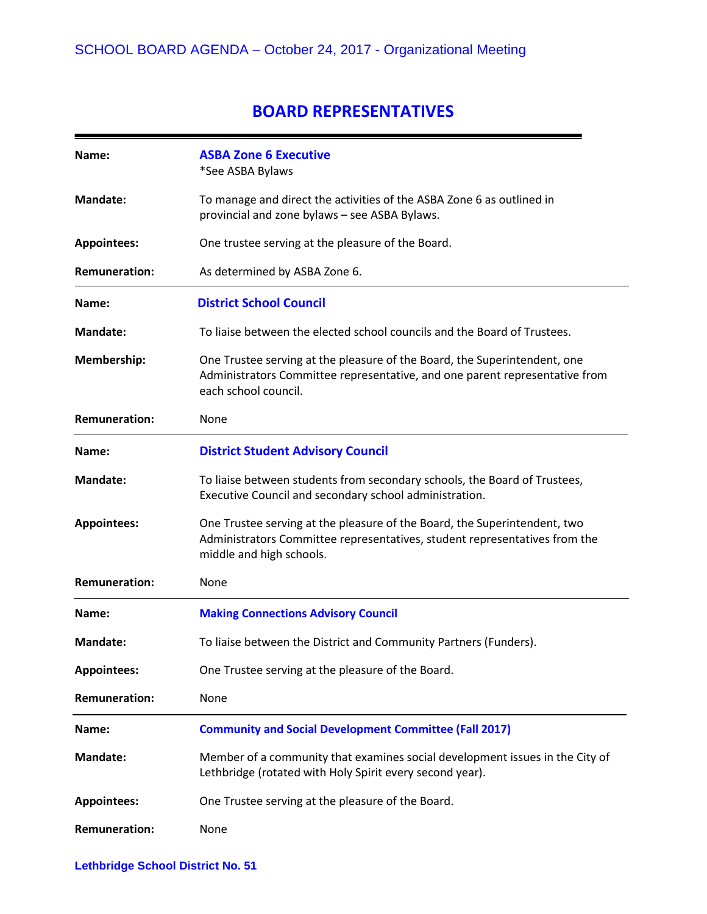# BOARD REPRESENTATIVES

---

**Name:** **ASBA Zone 6 Executive**
*See ASBA Bylaws

**Mandate:** To manage and direct the activities of the ASBA Zone 6 as outlined in provincial and zone bylaws – see ASBA Bylaws.

**Appointees:** One trustee serving at the pleasure of the Board.

**Remuneration:** As determined by ASBA Zone 6.

---

**Name:** **District School Council**

**Mandate:** To liaise between the elected school councils and the Board of Trustees.

**Membership:** One Trustee serving at the pleasure of the Board, the Superintendent, one Administrators Committee representative, and one parent representative from each school council.

**Remuneration:** None

---

**Name:** **District Student Advisory Council**

**Mandate:** To liaise between students from secondary schools, the Board of Trustees, Executive Council and secondary school administration.

**Appointees:** One Trustee serving at the pleasure of the Board, the Superintendent, two Administrators Committee representatives, student representatives from the middle and high schools.

**Remuneration:** None

---

**Name:** **Making Connections Advisory Council**

**Mandate:** To liaise between the District and Community Partners (Funders).

**Appointees:** One Trustee serving at the pleasure of the Board.

**Remuneration:** None

---

**Name:** **Community and Social Development Committee (Fall 2017)**

**Mandate:** Member of a community that examines social development issues in the City of Lethbridge (rotated with Holy Spirit every second year).

**Appointees:** One Trustee serving at the pleasure of the Board.

**Remuneration:** None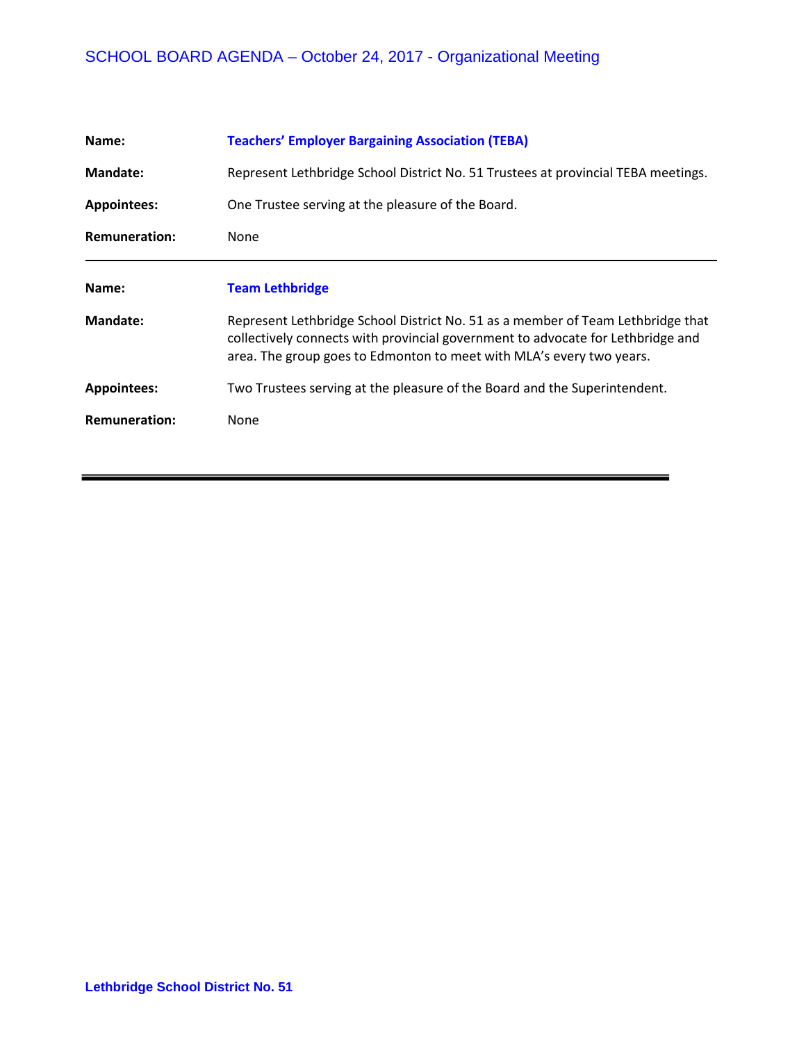**Name:** **Teachers' Employer Bargaining Association (TEBA)**

**Mandate:** Represent Lethbridge School District No. 51 Trustees at provincial TEBA meetings.

**Appointees:** One Trustee serving at the pleasure of the Board.

**Remuneration:** None

---

**Name:** **Team Lethbridge**

**Mandate:** Represent Lethbridge School District No. 51 as a member of Team Lethbridge that collectively connects with provincial government to advocate for Lethbridge and area. The group goes to Edmonton to meet with MLA's every two years.

**Appointees:** Two Trustees serving at the pleasure of the Board and the Superintendent.

**Remuneration:** None

---